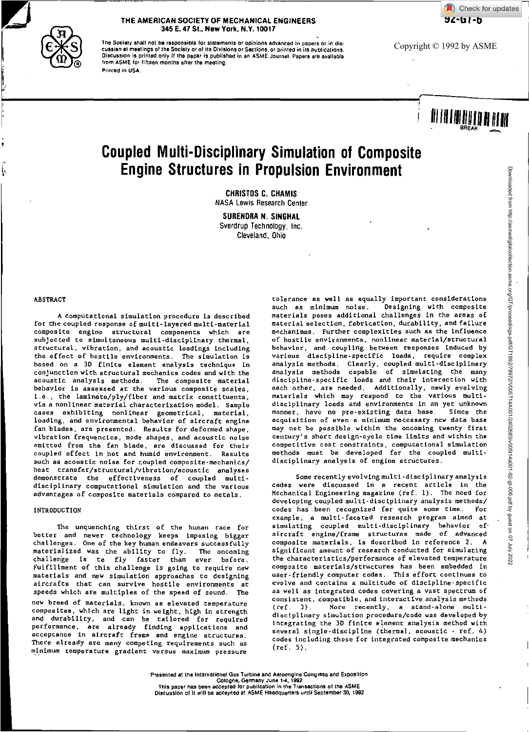THE AMERICAN SOCIETY OF MECHANICAL ENGINEERS
345 E. 47 St., New York, N.Y. 10017

92-GT-6

The Society shall not be responsible for statements or opinions advanced in papers or in discussion at meetings of the Society or of its Divisions or Sections, or printed in its publications. Discussion is printed only if the paper is published in an ASME Journal. Papers are available from ASME for fifteen months after the meeting.
Printed in USA.

Copyright © 1992 by ASME

# Coupled Multi-Disciplinary Simulation of Composite Engine Structures in Propulsion Environment

**CHRISTOS C. CHAMIS**
NASA Lewis Research Center

**SURENDRA N. SINGHAL**
Sverdrup Technology, Inc.
Cleveland, Ohio

## ABSTRACT

A computational simulation procedure is described for the coupled response of multi-layered multi-material composite engine structural components which are subjected to simultaneous multi-disciplinary thermal, structural, vibration, and acoustic loadings including the effect of hostile environments. The simulation is based on a 3D finite element analysis technique in conjunction with structural mechanics codes and with the acoustic analysis methods. The composite material behavior is assessed at the various composite scales, i.e., the laminate/ply/fiber and matrix constituents, via a nonlinear material characterization model. Sample cases exhibiting nonlinear geometrical, material, loading, and environmental behavior of aircraft engine fan blades, are presented. Results for deformed shape, vibration frequencies, mode shapes, and acoustic noise emitted from the fan blade, are discussed for their coupled effect in hot and humid environment. Results such as acoustic noise for coupled composite-mechanics/heat transfer/structural/vibration/acoustic analyses demonstrate the effectiveness of coupled multi-disciplinary computational simulation and the various advantages of composite materials compared to metals.

## INTRODUCTION

The unquenching thirst of the human race for better and newer technology keeps imposing bigger challenges. One of the key human endeavors successfully materialized was the ability to fly. The oncoming challenge is to fly faster than ever before. Fulfillment of this challenge is going to require new materials and new simulation approaches to designing aircrafts that can survive hostile environments at speeds which are multiples of the speed of sound. The new breed of materials, known as elevated temperature composites, which are light in weight, high in strength and durability, and can be tailored for required performance, are already finding applications and acceptance in aircraft frame and engine structures. There already are many competing requirements such as minimum temperature gradient versus maximum pressure tolerance as well as equally important considerations such as minimum noise. Designing with composite materials poses additional challenges in the areas of material selection, fabrication, durability, and failure mechanisms. Further complexities such as the influence of hostile environments, nonlinear material/structural behavior, and coupling between responses induced by various discipline-specific loads, require complex analysis methods. Clearly, coupled multi-disciplinary analysis methods capable of simulating the many discipline-specific loads and their interaction with each other, are needed. Additionally, newly evolving materials which may respond to the various multi-disciplinary loads and environments in an yet unknown manner, have no pre-existing data base. Since the acquisition of even a minimum necessary new data base may not be possible within the oncoming twenty first century's short design-cycle time limits and within the competitive cost constraints, computational simulation methods must be developed for the coupled multi-disciplinary analysis of engine structures.

Some recently evolving multi-disciplinary analysis codes were discussed in a recent article in the Mechanical Engineering magazine (ref. 1). The need for developing coupled multi-disciplinary analysis methods/codes has been recognized for quite some time. For example, a multi-faceted research program aimed at simulating coupled multi-disciplinary behavior of aircraft engine/frame structures made of advanced composite materials, is described in reference 2. A significant amount of research conducted for simulating the characteristics/performance of elevated temperature composite materials/structures has been embedded in user-friendly computer codes. This effort continues to evolve and contains a multitude of discipline-specific as well as integrated codes covering a vast spectrum of consistent, compatible, and interactive analysis methods (ref. 3). More recently, a stand-alone multi-disciplinary simulation procedure/code was developed by integrating the 3D finite element analysis method with several single-discipline (thermal, acoustic - ref. 4) codes including those for integrated composite mechanics (ref. 5).

Presented at the International Gas Turbine and Aeroengine Congress and Exposition
Cologne, Germany June 1-4, 1992
This paper has been accepted for publication in the Transactions of the ASME
Discussion of it will be accepted at ASME Headquarters until September 30, 1992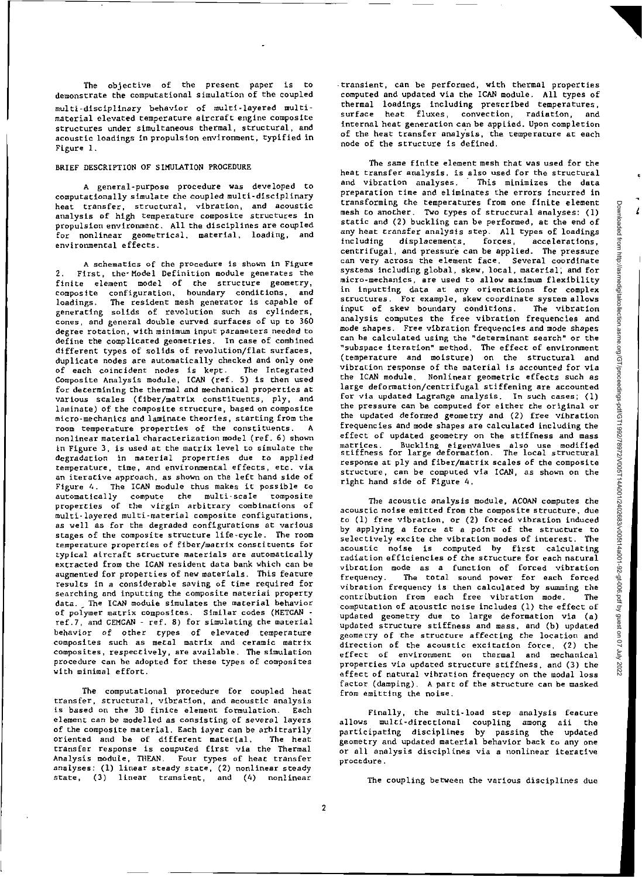The objective of the present paper is to demonstrate the computational simulation of the coupled multi-disciplinary behavior of multi-layered multi-material elevated temperature aircraft engine composite structures under simultaneous thermal, structural, and acoustic loadings in propulsion environment, typified in Figure 1.

## BRIEF DESCRIPTION OF SIMULATION PROCEDURE

A general-purpose procedure was developed to computationally simulate the coupled multi-disciplinary heat transfer, structural, vibration, and acoustic analysis of high temperature composite structures in propulsion environment. All the disciplines are coupled for nonlinear geometrical, material, loading, and environmental effects.

A schematics of the procedure is shown in Figure 2. First, the Model Definition module generates the finite element model of the structure geometry, composite configuration, boundary conditions, and loadings. The resident mesh generator is capable of generating solids of revolution such as cylinders, cones, and general double curved surfaces of up to 360 degree rotation, with minimum input parameters needed to define the complicated geometries. In case of combined different types of solids of revolution/flat surfaces, duplicate nodes are automatically checked and only one of each coincident nodes is kept. The Integrated Composite Analysis module, ICAN (ref. 5) is then used for determining the thermal and mechanical properties at various scales (fiber/matrix constituents, ply, and laminate) of the composite structure, based on composite micro-mechanics and laminate theories, starting from the room temperature properties of the constituents. A nonlinear material characterization model (ref. 6) shown in Figure 3, is used at the matrix level to simulate the degradation in material properties due to applied temperature, time, and environmental effects, etc. via an iterative approach, as shown on the left hand side of Figure 4. The ICAN module thus makes it possible to automatically compute the multi-scale composite properties of the virgin arbitrary combinations of multi-layered multi-material composite configurations, as well as for the degraded configurations at various stages of the composite structure life-cycle. The room temperature properties of fiber/matrix constituents for typical aircraft structure materials are automatically extracted from the ICAN resident data bank which can be augmented for properties of new materials. This feature results in a considerable saving of time required for searching and inputting the composite material property data. The ICAN module simulates the material behavior of polymer matrix composites. Similar codes (METCAN - ref.7, and CEMCAN - ref. 8) for simulating the material behavior of other types of elevated temperature composites such as metal matrix and ceramic matrix composites, respectively, are available. The simulation procedure can be adopted for these types of composites with minimal effort.

The computational procedure for coupled heat transfer, structural, vibration, and acoustic analysis is based on the 3D finite element formulation. Each element can be modelled as consisting of several layers of the composite material. Each layer can be arbitrarily oriented and be of different material. The heat transfer response is computed first via the Thermal Analysis module, THEAN. Four types of heat transfer analyses: (1) linear steady state, (2) nonlinear steady state, (3) linear transient, and (4) nonlinear transient, can be performed, with thermal properties computed and updated via the ICAN module. All types of thermal loadings including prescribed temperatures, surface heat fluxes, convection, radiation, and internal heat generation can be applied. Upon completion of the heat transfer analysis, the temperature at each node of the structure is defined.

The same finite element mesh that was used for the heat transfer analysis, is also used for the structural and vibration analyses. This minimizes the data preparation time and eliminates the errors incurred in transforming the temperatures from one finite element mesh to another. Two types of structural analyses: (1) static and (2) buckling can be performed, at the end of any heat transfer analysis step. All types of loadings including displacements, forces, accelerations, centrifugal, and pressure can be applied. The pressure can very across the element face. Several coordinate systems including global, skew, local, material, and for micro-mechanics, are used to allow maximum flexibility in inputting data at any orientations for complex structures. For example, skew coordinate system allows input of skew boundary conditions. The vibration analysis computes the free vibration frequencies and mode shapes. Free vibration frequencies and mode shapes can be calculated using the "determinant search" or the "subspace iteration" method. The effect of environment (temperature and moisture) on the structural and vibration response of the material is accounted for via the ICAN module. Nonlinear geometric effects such as large deformation/centrifugal stiffening are accounted for via updated Lagrange analysis. In such cases; (1) the pressure can be computed for either the original or the updated deformed geometry and (2) free vibration frequencies and mode shapes are calculated including the effect of updated geometry on the stiffness and mass matrices. Buckling eigenvalues also use modified stiffness for large deformation. The local structural response at ply and fiber/matrix scales of the composite structure, can be computed via ICAN, as shown on the right hand side of Figure 4.

The acoustic analysis module, ACOAN computes the acoustic noise emitted from the composite structure, due to (1) free vibration, or (2) forced vibration induced by applying a force at a point of the structure to selectively excite the vibration modes of interest. The acoustic noise is computed by first calculating radiation efficiencies of the structure for each natural vibration mode as a function of forced vibration frequency. The total sound power for each forced vibration frequency is then calculated by summing the contribution from each free vibration mode. The computation of acoustic noise includes (1) the effect of updated geometry due to large deformation via (a) updated structure stiffness and mass, and (b) updated geometry of the structure affecting the location and direction of the acoustic excitation force, (2) the effect of environment on thermal and mechanical properties via updated structure stiffness, and (3) the effect of natural vibration frequency on the modal loss factor (damping). A part of the structure can be masked from emitting the noise.

Finally, the multi-load step analysis feature allows multi-directional coupling among all the participating disciplines by passing the updated geometry and updated material behavior back to any one or all analysis disciplines via a nonlinear iterative procedure.

The coupling between the various disciplines due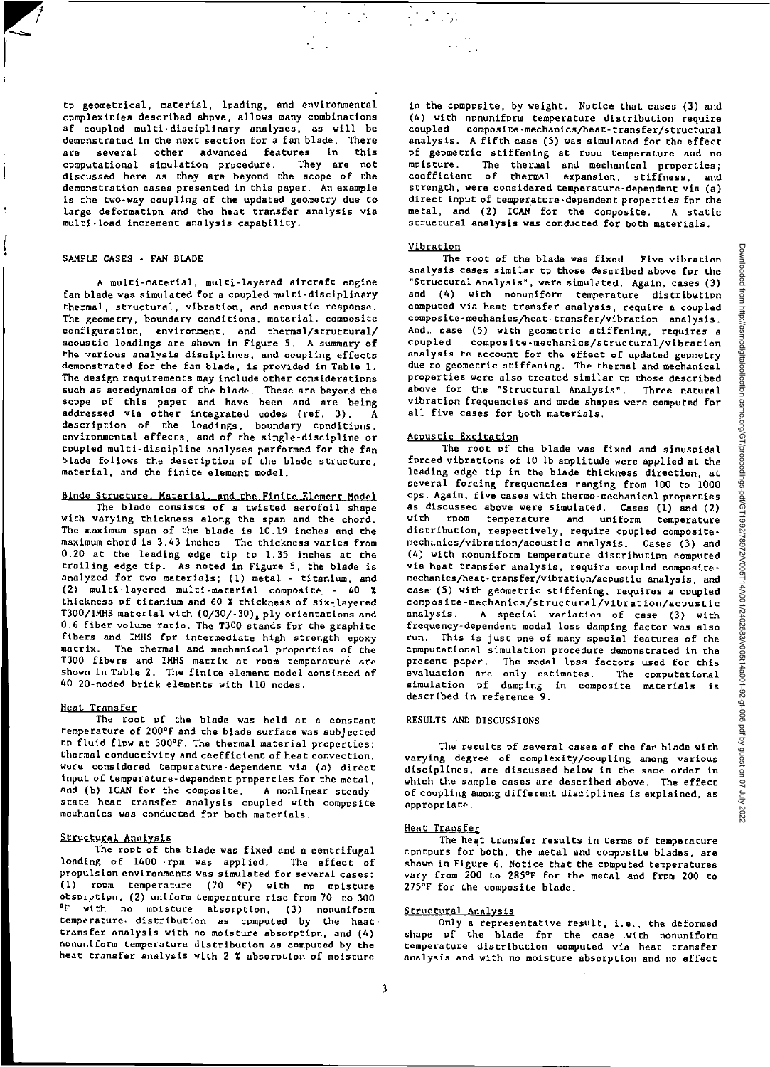to geometrical, material, loading, and environmental complexities described above, allows many combinations of coupled multi-disciplinary analyses, as will be demonstrated in the next section for a fan blade. There are several other advanced features in this computational simulation procedure. They are not discussed here as they are beyond the scope of the demonstration cases presented in this paper. An example is the two-way coupling of the updated geometry due to large deformation and the heat transfer analysis via multi-load increment analysis capability.

## SAMPLE CASES - FAN BLADE

A multi-material, multi-layered aircraft engine fan blade was simulated for a coupled multi-disciplinary thermal, structural, vibration, and acoustic response. The geometry, boundary conditions, material, composite configuration, environment, and thermal/structural/acoustic loadings are shown in Figure 5. A summary of the various analysis disciplines, and coupling effects demonstrated for the fan blade, is provided in Table 1. The design requirements may include other considerations such as aerodynamics of the blade. These are beyond the scope of this paper and have been and are being addressed via other integrated codes (ref. 3). A description of the loadings, boundary conditions, environmental effects, and of the single-discipline or coupled multi-discipline analyses performed for the fan blade follows the description of the blade structure, material, and the finite element model.

### Blade Structure, Material, and the Finite Element Model

The blade consists of a twisted aerofoil shape with varying thickness along the span and the chord. The maximum span of the blade is 10.19 inches and the maximum chord is 3.43 inches. The thickness varies from 0.20 at the leading edge tip to 1.35 inches at the trailing edge tip. As noted in Figure 5, the blade is analyzed for two materials; (1) metal - titanium, and (2) multi-layered multi-material composite - 40 % thickness of titanium and 60 % thickness of six-layered T300/IMHS material with $(0/30/-30)_s$ ply orientations and 0.6 fiber volume ratio. The T300 stands for the graphite fibers and IMHS for intermediate high strength epoxy matrix. The thermal and mechanical properties of the T300 fibers and IMHS matrix at room temperature are shown in Table 2. The finite element model consisted of 40 20-noded brick elements with 110 nodes.

### Heat Transfer

The root of the blade was held at a constant temperature of 200°F and the blade surface was subjected to fluid flow at 300°F. The thermal material properties: thermal conductivity and coefficient of heat convection, were considered temperature-dependent via (a) direct input of temperature-dependent properties for the metal, and (b) ICAN for the composite. A nonlinear steady-state heat transfer analysis coupled with composite mechanics was conducted for both materials.

### Structural Analysis

The root of the blade was fixed and a centrifugal loading of 1400 rpm was applied. The effect of propulsion environments was simulated for several cases: (1) room temperature (70 °F) with no moisture absorption, (2) uniform temperature rise from 70 to 300 °F with no moisture absorption, (3) nonuniform temperature distribution as computed by the heat transfer analysis with no moisture absorption, and (4) nonuniform temperature distribution as computed by the heat transfer analysis with 2 % absorption of moisture in the composite, by weight. Notice that cases (3) and (4) with nonuniform temperature distribution require coupled composite-mechanics/heat-transfer/structural analysis. A fifth case (5) was simulated for the effect of geometric stiffening at room temperature and no moisture. The thermal and mechanical properties; coefficient of thermal expansion, stiffness, and strength, were considered temperature-dependent via (a) direct input of temperature-dependent properties for the metal, and (2) ICAN for the composite. A static structural analysis was conducted for both materials.

### Vibration

The root of the blade was fixed. Five vibration analysis cases similar to those described above for the "Structural Analysis", were simulated. Again, cases (3) and (4) with nonuniform temperature distribution computed via heat transfer analysis, require a coupled composite-mechanics/heat-transfer/vibration analysis. And, case (5) with geometric stiffening, requires a coupled composite-mechanics/structural/vibration analysis to account for the effect of updated geometry due to geometric stiffening. The thermal and mechanical properties were also treated similar to those described above for the "Structural Analysis". Three natural vibration frequencies and mode shapes were computed for all five cases for both materials.

### Acoustic Excitation

The root of the blade was fixed and sinusoidal forced vibrations of 10 lb amplitude were applied at the leading edge tip in the blade thickness direction, at several forcing frequencies ranging from 100 to 1000 cps. Again, five cases with thermo-mechanical properties as discussed above were simulated. Cases (1) and (2) with room temperature and uniform temperature distribution, respectively, require coupled composite-mechanics/vibration/acoustic analysis. Cases (3) and (4) with nonuniform temperature distribution computed via heat transfer analysis, require coupled composite-mechanics/heat-transfer/vibration/acoustic analysis, and case (5) with geometric stiffening, requires a coupled composite-mechanics/structural/vibration/acoustic analysis. A special variation of case (3) with frequency-dependent modal loss damping factor was also run. This is just one of many special features of the computational simulation procedure demonstrated in the present paper. The modal loss factors used for this evaluation are only estimates. The computational simulation of damping in composite materials is described in reference 9.

## RESULTS AND DISCUSSIONS

The results of several cases of the fan blade with varying degree of complexity/coupling among various disciplines, are discussed below in the same order in which the sample cases are described above. The effect of coupling among different disciplines is explained, as appropriate.

### Heat Transfer

The heat transfer results in terms of temperature contours for both, the metal and composite blades, are shown in Figure 6. Notice that the computed temperatures vary from 200 to 285°F for the metal and from 200 to 275°F for the composite blade.

### Structural Analysis

Only a representative result, i.e., the deformed shape of the blade for the case with nonuniform temperature distribution computed via heat transfer analysis and with no moisture absorption and no effect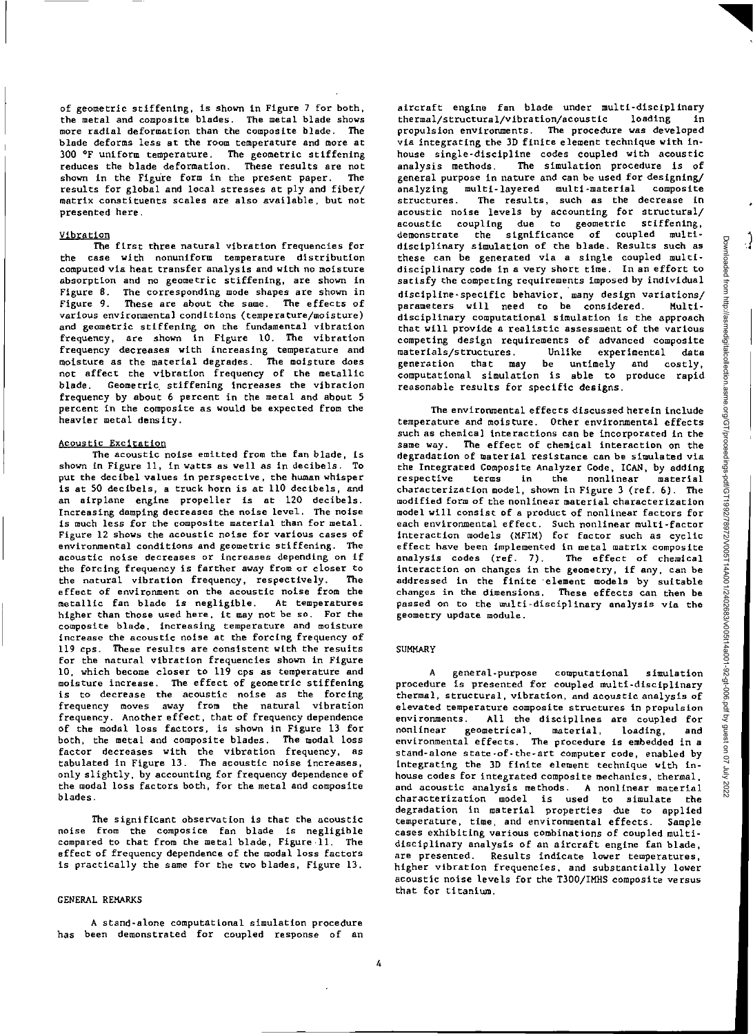of geometric stiffening, is shown in Figure 7 for both, the metal and composite blades. The metal blade shows more radial deformation than the composite blade. The blade deforms less at the room temperature and more at 300 °F uniform temperature. The geometric stiffening reduces the blade deformation. These results are not shown in the Figure form in the present paper. The results for global and local stresses at ply and fiber/matrix constituents scales are also available, but not presented here.

### Vibration

The first three natural vibration frequencies for the case with nonuniform temperature distribution computed via heat transfer analysis and with no moisture absorption and no geometric stiffening, are shown in Figure 8. The corresponding mode shapes are shown in Figure 9. These are about the same. The effects of various environmental conditions (temperature/moisture) and geometric stiffening on the fundamental vibration frequency, are shown in Figure 10. The vibration frequency decreases with increasing temperature and moisture as the material degrades. The moisture does not affect the vibration frequency of the metallic blade. Geometric stiffening increases the vibration frequency by about 6 percent in the metal and about 5 percent in the composite as would be expected from the heavier metal density.

### Acoustic Excitation

The acoustic noise emitted from the fan blade, is shown in Figure 11, in watts as well as in decibels. To put the decibel values in perspective, the human whisper is at 50 decibels, a truck horn is at 110 decibels, and an airplane engine propeller is at 120 decibels. Increasing damping decreases the noise level. The noise is much less for the composite material than for metal. Figure 12 shows the acoustic noise for various cases of environmental conditions and geometric stiffening. The acoustic noise decreases or increases depending on if the forcing frequency is farther away from or closer to the natural vibration frequency, respectively. The effect of environment on the acoustic noise from the metallic fan blade is negligible. At temperatures higher than those used here, it may not be so. For the composite blade, increasing temperature and moisture increase the acoustic noise at the forcing frequency of 119 cps. These results are consistent with the results for the natural vibration frequencies shown in Figure 10, which become closer to 119 cps as temperature and moisture increase. The effect of geometric stiffening is to decrease the acoustic noise as the forcing frequency moves away from the natural vibration frequency. Another effect, that of frequency dependence of the modal loss factors, is shown in Figure 13 for both, the metal and composite blades. The modal loss factor decreases with the vibration frequency, as tabulated in Figure 13. The acoustic noise increases, only slightly, by accounting for frequency dependence of the modal loss factors both, for the metal and composite blades.

The significant observation is that the acoustic noise from the composite fan blade is negligible compared to that from the metal blade, Figure 11. The effect of frequency dependence of the modal loss factors is practically the same for the two blades, Figure 13.

## GENERAL REMARKS

A stand-alone computational simulation procedure has been demonstrated for coupled response of an aircraft engine fan blade under multi-disciplinary thermal/structural/vibration/acoustic loading in propulsion environments. The procedure was developed via integrating the 3D finite element technique with in-house single-discipline codes coupled with acoustic analysis methods. The simulation procedure is of general purpose in nature and can be used for designing/analyzing multi-layered multi-material composite structures. The results, such as the decrease in acoustic noise levels by accounting for structural/acoustic coupling due to geometric stiffening, demonstrate the significance of coupled multi-disciplinary simulation of the blade. Results such as these can be generated via a single coupled multi-disciplinary code in a very short time. In an effort to satisfy the competing requirements imposed by individual discipline-specific behavior, many design variations/parameters will need to be considered. Multi-disciplinary computational simulation is the approach that will provide a realistic assessment of the various competing design requirements of advanced composite materials/structures. Unlike experimental data generation that may be untimely and costly, computational simulation is able to produce rapid reasonable results for specific designs.

The environmental effects discussed herein include temperature and moisture. Other environmental effects such as chemical interactions can be incorporated in the same way. The effect of chemical interaction on the degradation of material resistance can be simulated via the Integrated Composite Analyzer Code, ICAN, by adding respective terms in the nonlinear material characterization model, shown in Figure 3 (ref. 6). The modified form of the nonlinear material characterization model will consist of a product of nonlinear factors for each environmental effect. Such nonlinear multi-factor interaction models (MFIM) for factor such as cyclic effect have been implemented in metal matrix composite analysis codes (ref. 7). The effect of chemical interaction on changes in the geometry, if any, can be addressed in the finite element models by suitable changes in the dimensions. These effects can then be passed on to the multi-disciplinary analysis via the geometry update module.

## SUMMARY

A general-purpose computational simulation procedure is presented for coupled multi-disciplinary thermal, structural, vibration, and acoustic analysis of elevated temperature composite structures in propulsion environments. All the disciplines are coupled for nonlinear geometrical, material, loading, and environmental effects. The procedure is embedded in a stand-alone state-of-the-art computer code, enabled by integrating the 3D finite element technique with in-house codes for integrated composite mechanics, thermal, and acoustic analysis methods. A nonlinear material characterization model is used to simulate the degradation in material properties due to applied temperature, time, and environmental effects. Sample cases exhibiting various combinations of coupled multi-disciplinary analysis of an aircraft engine fan blade, are presented. Results indicate lower temperatures, higher vibration frequencies, and substantially lower acoustic noise levels for the T300/IMHS composite versus that for titanium.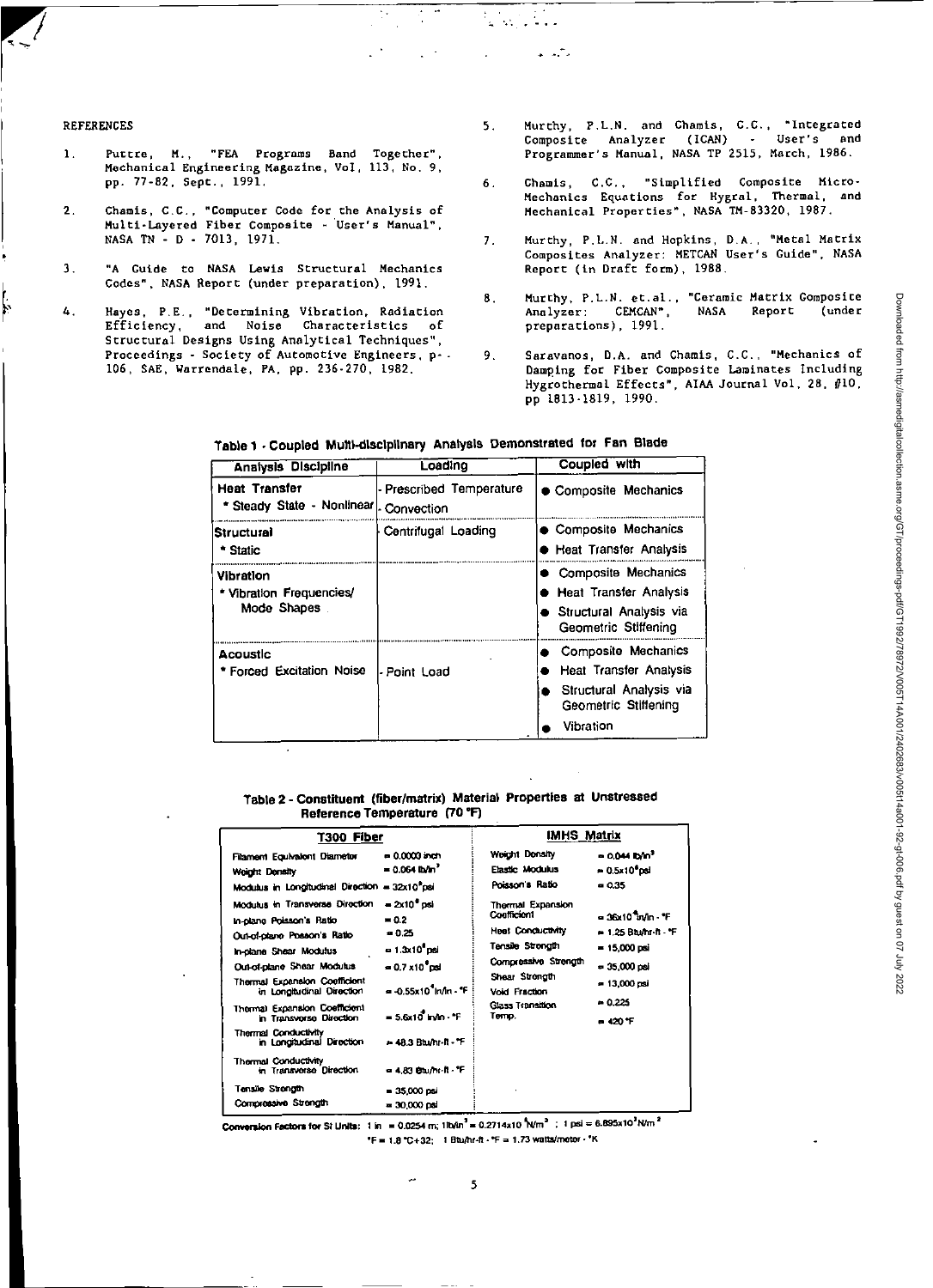## REFERENCES

1. Puttre, M., "FEA Programs Band Together", Mechanical Engineering Magazine, Vol, 113, No. 9, pp. 77-82, Sept., 1991.

2. Chamis, C.C., "Computer Code for the Analysis of Multi-Layered Fiber Composite - User's Manual", NASA TN - D - 7013, 1971.

3. "A Guide to NASA Lewis Structural Mechanics Codes", NASA Report (under preparation), 1991.

4. Hayes, P.E., "Determining Vibration, Radiation Efficiency, and Noise Characteristics of Structural Designs Using Analytical Techniques", Proceedings - Society of Automotive Engineers, p-106, SAE, Warrendale, PA, pp. 236-270, 1982.

5. Murthy, P.L.N. and Chamis, C.C., "Integrated Composite Analyzer (ICAN) - User's and Programmer's Manual, NASA TP 2515, March, 1986.

6. Chamis, C.C., "Simplified Composite Micro-Mechanics Equations for Hygral, Thermal, and Mechanical Properties", NASA TM-83320, 1987.

7. Murthy, P.L.N. and Hopkins, D.A., "Metal Matrix Composites Analyzer: METCAN User's Guide", NASA Report (in Draft form), 1988.

8. Murthy, P.L.N. et.al., "Ceramic Matrix Composite Analyzer: CEMCAN", NASA Report (under preparations), 1991.

9. Saravanos, D.A. and Chamis, C.C., "Mechanics of Damping for Fiber Composite Laminates Including Hygrothermal Effects", AIAA Journal Vol. 28, #10, pp 1813-1819, 1990.

**Table 1 - Coupled Multi-disciplinary Analysis Demonstrated for Fan Blade**

| Analysis Discipline | Loading | Coupled with |
|---|---|---|
| **Heat Transfer** <br> * Steady State - Nonlinear | - Prescribed Temperature <br> - Convection | ● Composite Mechanics |
| **Structural** <br> * Static | Centrifugal Loading | ● Composite Mechanics <br> ● Heat Transfer Analysis |
| **Vibration** <br> * Vibration Frequencies/ Mode Shapes | | ● Composite Mechanics <br> ● Heat Transfer Analysis <br> ● Structural Analysis via Geometric Stiffening |
| **Acoustic** <br> * Forced Excitation Noise | - Point Load | ● Composite Mechanics <br> ● Heat Transfer Analysis <br> ● Structural Analysis via Geometric Stiffening <br> ● Vibration |

**Table 2 - Constituent (fiber/matrix) Material Properties at Unstressed Reference Temperature (70 °F)**

| T300 Fiber | | IMHS Matrix | |
|---|---|---|---|
| Filament Equivalent Diameter | = 0.0003 inch | Weight Density | = 0.044 lb/in$^3$ |
| Weight Density | = 0.064 lb/in$^3$ | Elastic Modulus | = 0.5x10$^6$psi |
| Modulus in Longitudinal Direction | = 32x10$^6$psi | Poisson's Ratio | = 0.35 |
| Modulus in Transverse Direction | = 2x10$^6$ psi | Thermal Expansion Coefficient | = 36x10$^{-6}$in/in - °F |
| In-plane Poisson's Ratio | = 0.2 | Heat Conductivity | = 1.25 Btu/hr-ft - °F |
| Out-of-plane Poisson's Ratio | = 0.25 | Tensile Strength | = 15,000 psi |
| In-plane Shear Modulus | = 1.3x10$^6$psi | Compressive Strength | = 35,000 psi |
| Out-of-plane Shear Modulus | = 0.7 x10$^6$psi | Shear Strength | = 13,000 psi |
| Thermal Expansion Coefficient in Longitudinal Direction | = -0.55x10$^{-6}$in/in - °F | Void Fraction | = 0.225 |
| Thermal Expansion Coefficient in Transverse Direction | = 5.6x10$^{-6}$ in/in - °F | Glass Transition Temp. | = 420 °F |
| Thermal Conductivity in Longitudinal Direction | = 48.3 Btu/hr-ft - °F | | |
| Thermal Conductivity in Transverse Direction | = 4.83 Btu/hr-ft - °F | | |
| Tensile Strength | = 35,000 psi | | |
| Compressive Strength | = 30,000 psi | | |

**Conversion Factors for SI Units:** 1 in = 0.0254 m; 1lb/in$^3$ = 0.2714x10$^6$N/m$^3$ ; 1 psi = 6.895x10$^3$N/m$^2$
°F = 1.8 °C+32; 1 Btu/hr-ft - °F = 1.73 watts/meter - °K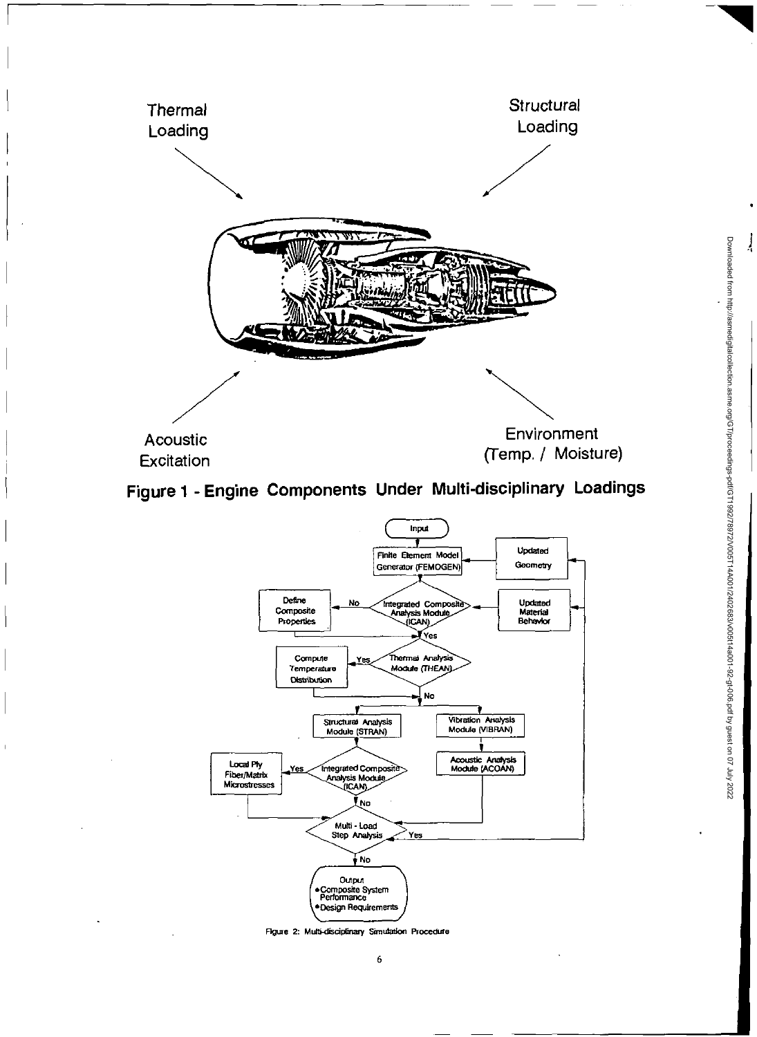Thermal Loading

Structural Loading

Acoustic Excitation

Environment (Temp. / Moisture)

**Figure 1 - Engine Components Under Multi-disciplinary Loadings**

Input

Finite Element Model Generator (FEMOGEN)

Updated Geometry

Define Composite Properties

No

Integrated Composite Analysis Module (ICAN)

Updated Material Behavior

Yes

Compute Temperature Distribution

Yes

Thermal Analysis Module (THEAN)

No

Structural Analysis Module (STRAN)

Vibration Analysis Module (VIBRAN)

Local Ply Fiber/Matrix Microstresses

Yes

Integrated Composite Analysis Module (ICAN)

Acoustic Analysis Module (ACOAN)

No

Multi - Load Step Analysis

Yes

No

Output
- Composite System Performance
- Design Requirements

Figure 2: Multi-disciplinary Simulation Procedure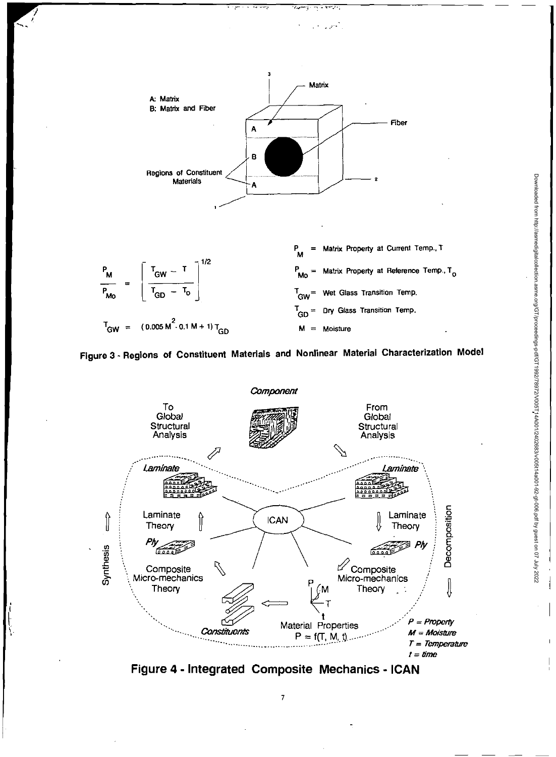A: Matrix
B: Matrix and Fiber

Regions of Constituent Materials

$$\frac{P_M}{P_{Mo}} = \left[ \frac{T_{GW} - T}{T_{GD} - T_o} \right]^{1/2}$$

$$T_{GW} = (0.005\, M^2 - 0.1\, M + 1)\, T_{GD}$$

$P_M$ = Matrix Property at Current Temp., $T$

$P_{Mo}$ = Matrix Property at Reference Temp., $T_o$

$T_{GW}$ = Wet Glass Transition Temp.

$T_{GD}$ = Dry Glass Transition Temp.

$M$ = Moisture

**Figure 3 - Regions of Constituent Materials and Nonlinear Material Characterization Model**

Material Properties $P = f(T, M, t)$

*P = Property*
*M = Moisture*
*T = Temperature*
*t = time*

**Figure 4 - Integrated Composite Mechanics - ICAN**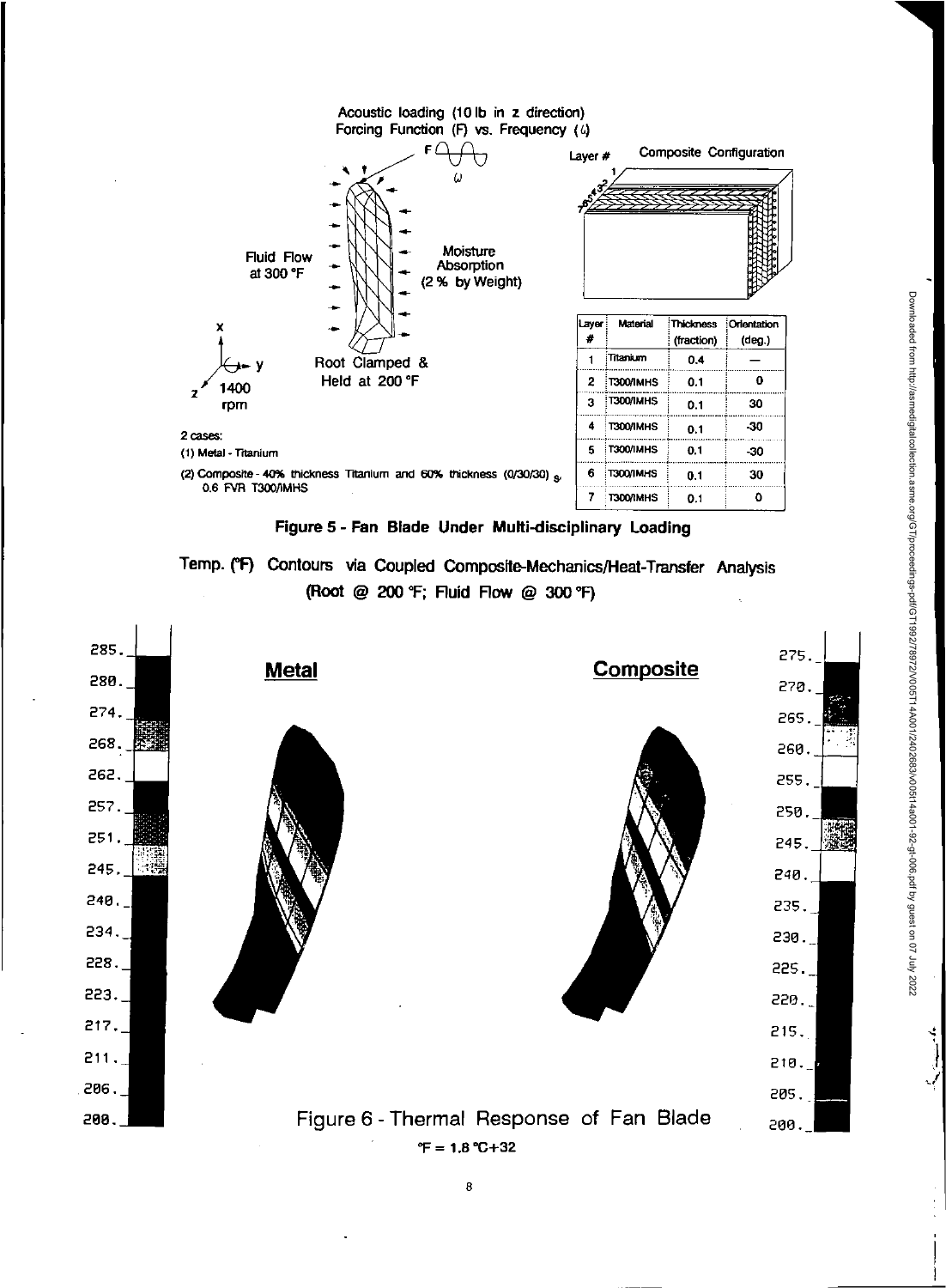Acoustic loading (10 lb in z direction)
Forcing Function (F) vs. Frequency ($\omega$)

Fluid Flow at 300 °F

Moisture Absorption (2 % by Weight)

Root Clamped & Held at 200 °F

1400 rpm

Composite Configuration

| Layer # | Material | Thickness (fraction) | Orientation (deg.) |
| --- | --- | --- | --- |
| 1 | Titanium | 0.4 | — |
| 2 | T300/IMHS | 0.1 | 0 |
| 3 | T300/IMHS | 0.1 | 30 |
| 4 | T300/IMHS | 0.1 | -30 |
| 5 | T300/IMHS | 0.1 | -30 |
| 6 | T300/IMHS | 0.1 | 30 |
| 7 | T300/IMHS | 0.1 | 0 |

2 cases:
(1) Metal - Titanium
(2) Composite - 40% thickness Titanium and 60% thickness $(0/30/30)_s$, 0.6 FVR T300/IMHS

**Figure 5 - Fan Blade Under Multi-disciplinary Loading**

**Temp. (°F) Contours via Coupled Composite-Mechanics/Heat-Transfer Analysis (Root @ 200 °F; Fluid Flow @ 300 °F)**

**Metal** — scale: 285., 280., 274., 268., 262., 257., 251., 245., 240., 234., 228., 223., 217., 211., 206., 200.

**Composite** — scale: 275., 270., 265., 260., 255., 250., 245., 240., 235., 230., 225., 220., 215., 210., 205., 200.

Figure 6 - Thermal Response of Fan Blade

°F = 1.8 °C+32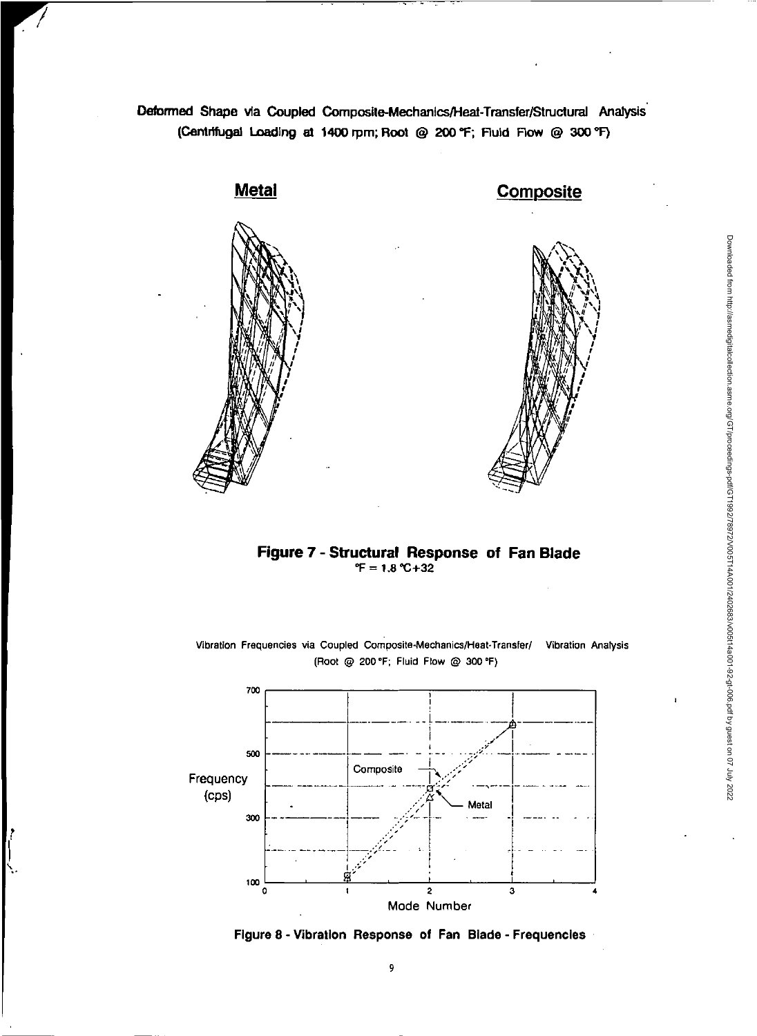Deformed Shape via Coupled Composite-Mechanics/Heat-Transfer/Structural Analysis
(Centrifugal Loading at 1400 rpm; Root @ 200 °F; Fluid Flow @ 300 °F)

**Metal** **Composite**

**Figure 7 - Structural Response of Fan Blade**
°F = 1.8 °C+32

Vibration Frequencies via Coupled Composite-Mechanics/Heat-Transfer/ Vibration Analysis
(Root @ 200 °F; Fluid Flow @ 300 °F)

**Figure 8 - Vibration Response of Fan Blade - Frequencies**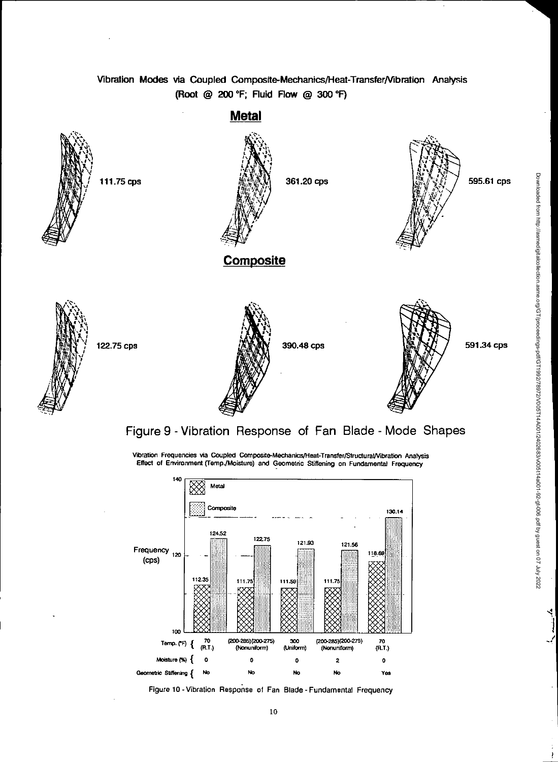Vibration Modes via Coupled Composite-Mechanics/Heat-Transfer/Vibration Analysis
(Root @ 200 °F; Fluid Flow @ 300 °F)

**Metal**

111.75 cps

361.20 cps

595.61 cps

**Composite**

122.75 cps

390.48 cps

591.34 cps

Figure 9 - Vibration Response of Fan Blade - Mode Shapes

Vibration Frequencies via Coupled Composite-Mechanics/Heat-Transfer/Structural/Vibration Analysis
Effect of Environment (Temp./Moisture) and Geometric Stiffening on Fundamental Frequency

| Temp. (°F) | Moisture (%) | Geometric Stiffening | Metal Frequency (cps) | Composite Frequency (cps) |
|---|---|---|---|---|
| 70 (R.T.) | 0 | No | 112.35 | 124.52 |
| (200-285)(200-275) (Nonuniform) | 0 | No | 111.75 | 122.75 |
| 300 (Uniform) | 0 | No | 111.59 | 121.93 |
| (200-285)(200-275) (Nonuniform) | 2 | No | 111.75 | 121.56 |
| 70 (R.T.) | 0 | Yes | 118.69 | 130.14 |

Figure 10 - Vibration Response of Fan Blade - Fundamental Frequency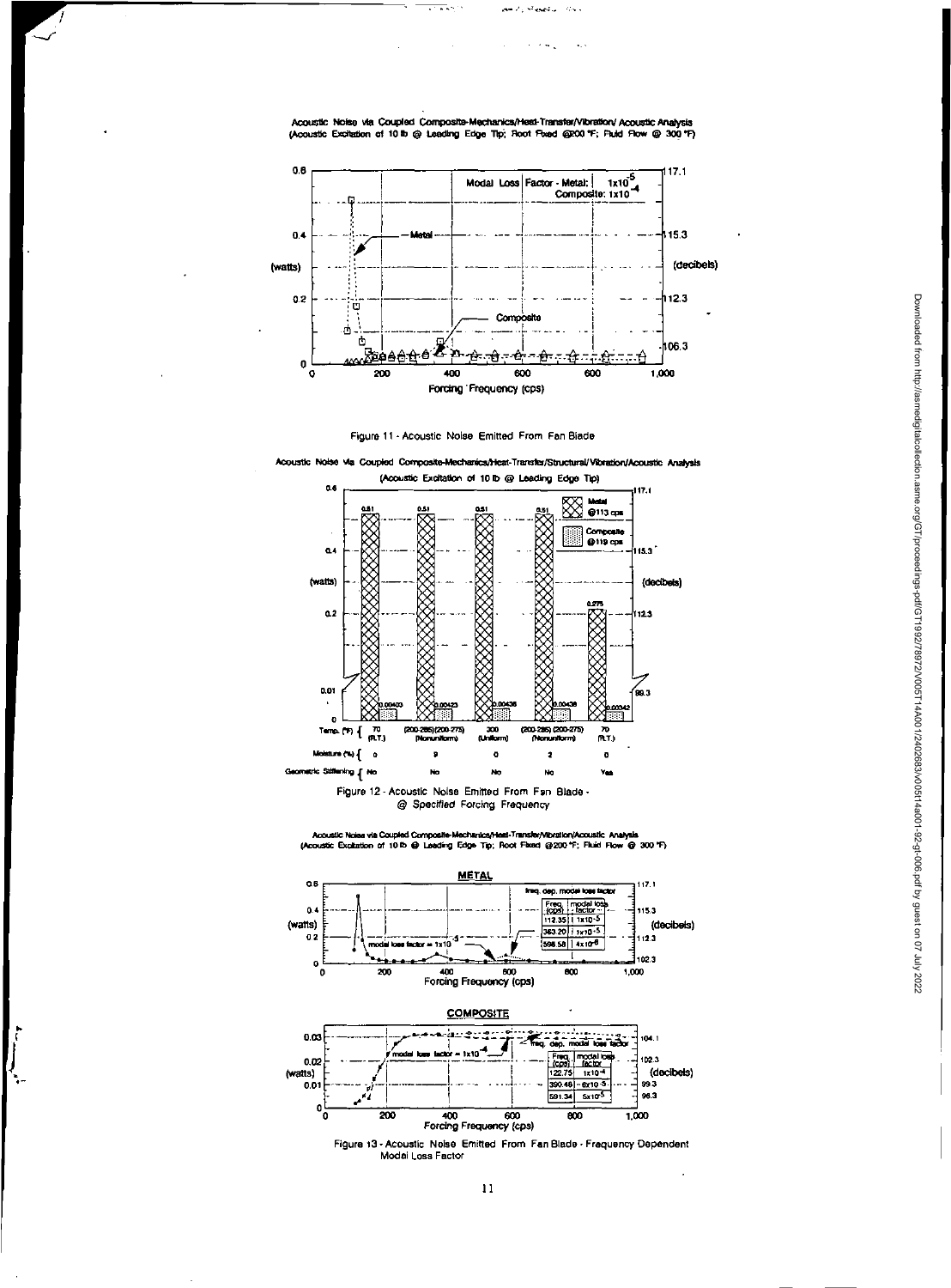Acoustic Noise via Coupled Composite-Mechanics/Heat-Transfer/Vibration/ Acoustic Analysis
(Acoustic Excitation of 10 lb @ Leading Edge Tip; Root Fixed @200 °F; Fluid Flow @ 300 °F)

Modal Loss Factor - Metal: $1x10^{-5}$
Composite: $1x10^{-4}$

Metal

Composite

(watts)

(decibels)

0.6
0.4
0.2
0

17.1
15.3
12.3
106.3

0
200
400
600
800
1,000

Forcing Frequency (cps)

Figure 11 - Acoustic Noise Emitted From Fan Blade

Acoustic Noise via Coupled Composite-Mechanics/Heat-Transfer/Structural/Vibration/Acoustic Analysis
(Acoustic Excitation of 10 lb @ Leading Edge Tip)

Metal @113 cps
Composite @119 cps

(watts)

(decibels)

0.6
0.4
0.2
0.01
0

117.1
115.3
112.3
89.3

0.51
0.51
0.51
0.51
0.275

0.00403
0.00423
0.00436
0.00436
0.00342

Temp. (°F) { 70 (R.T.) | (200-285)(200-275) (Nonuniform) | 300 (Uniform) | (200-285) (200-275) (Nonuniform) | 70 (R.T.)

Moisture (%) { 0 | 9 | 0 | 2 | 0

Geometric Stiffening { No | No | No | No | Yes

Figure 12 - Acoustic Noise Emitted From Fan Blade - @ Specified Forcing Frequency

Acoustic Noise via Coupled Composite-Mechanics/Heat-Transfer/Vibration/Acoustic Analysis
(Acoustic Excitation of 10 lb @ Leading Edge Tip; Root Fixed @200 °F; Fluid Flow @ 300 °F)

**METAL**

freq. dep. modal loss factor

| Freq. (cps) | modal loss factor |
|---|---|
| 112.35 | $1x10^{-5}$ |
| 363.20 | $1x10^{-5}$ |
| 598.58 | $4x10^{-6}$ |

modal loss factor = $1x10^{-5}$

(watts)

(decibels)

0.6
0.4
0.2
0

117.1
115.3
112.3
102.3

0
200
400
600
800
1,000

Forcing Frequency (cps)

**COMPOSITE**

freq. dep. modal loss factor

modal loss factor = $1x10^{-4}$

| Freq. (cps) | modal loss factor |
|---|---|
| 122.75 | $1x10^{-4}$ |
| 390.48 | $6x10^{-5}$ |
| 591.34 | $5x10^{-5}$ |

(watts)

(decibels)

0.03
0.02
0.01
0

104.1
102.3
99.3
96.3

0
200
400
600
800
1,000

Forcing Frequency (cps)

Figure 13 - Acoustic Noise Emitted From Fan Blade - Frequency Dependent Modal Loss Factor